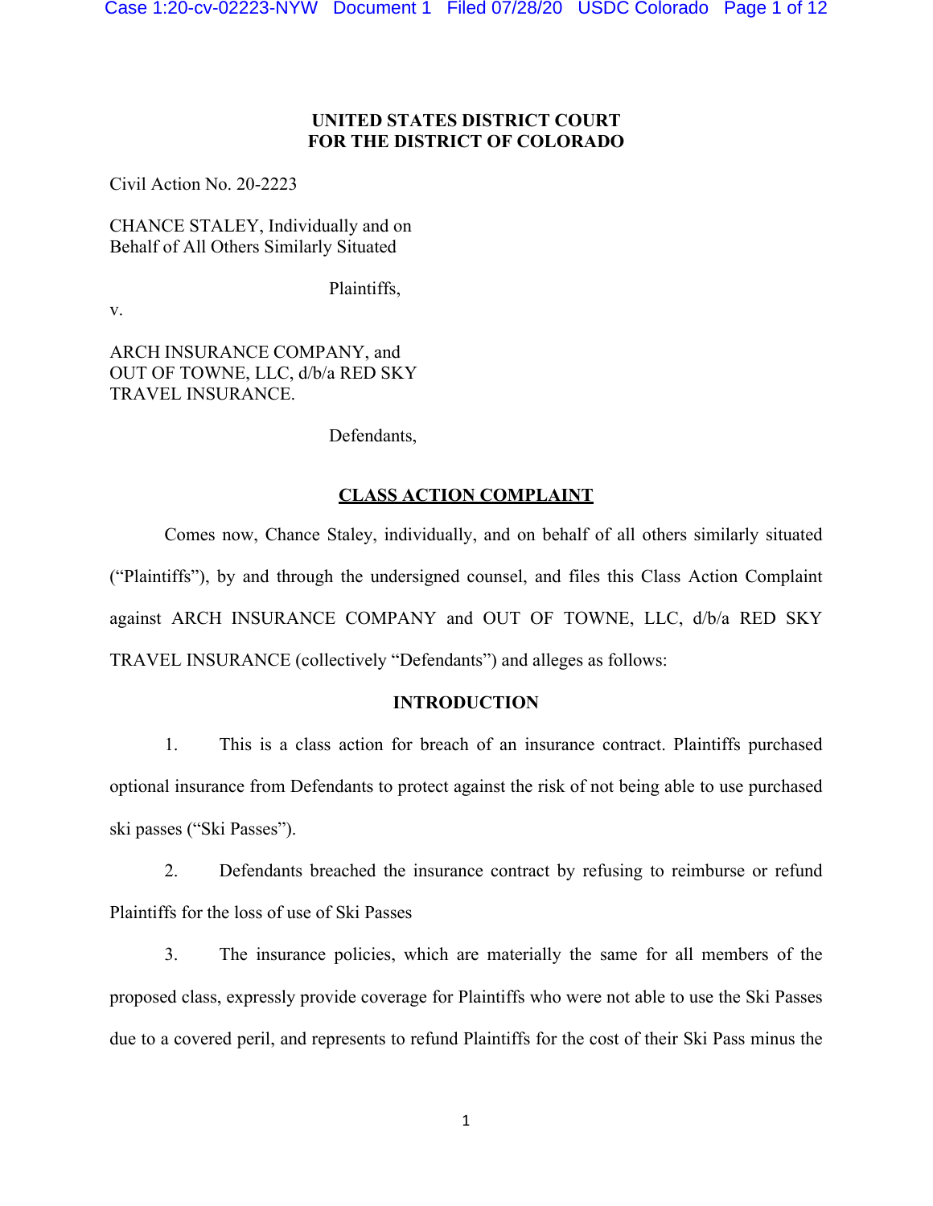**UNITED STATES DISTRICT COURT**
**FOR THE DISTRICT OF COLORADO**

Civil Action No. 20-2223

CHANCE STALEY, Individually and on Behalf of All Others Similarly Situated

Plaintiffs,

v.

ARCH INSURANCE COMPANY, and OUT OF TOWNE, LLC, d/b/a RED SKY TRAVEL INSURANCE.

Defendants,

## CLASS ACTION COMPLAINT

Comes now, Chance Staley, individually, and on behalf of all others similarly situated ("Plaintiffs"), by and through the undersigned counsel, and files this Class Action Complaint against ARCH INSURANCE COMPANY and OUT OF TOWNE, LLC, d/b/a RED SKY TRAVEL INSURANCE (collectively "Defendants") and alleges as follows:

### INTRODUCTION

1. This is a class action for breach of an insurance contract. Plaintiffs purchased optional insurance from Defendants to protect against the risk of not being able to use purchased ski passes ("Ski Passes").

2. Defendants breached the insurance contract by refusing to reimburse or refund Plaintiffs for the loss of use of Ski Passes

3. The insurance policies, which are materially the same for all members of the proposed class, expressly provide coverage for Plaintiffs who were not able to use the Ski Passes due to a covered peril, and represents to refund Plaintiffs for the cost of their Ski Pass minus the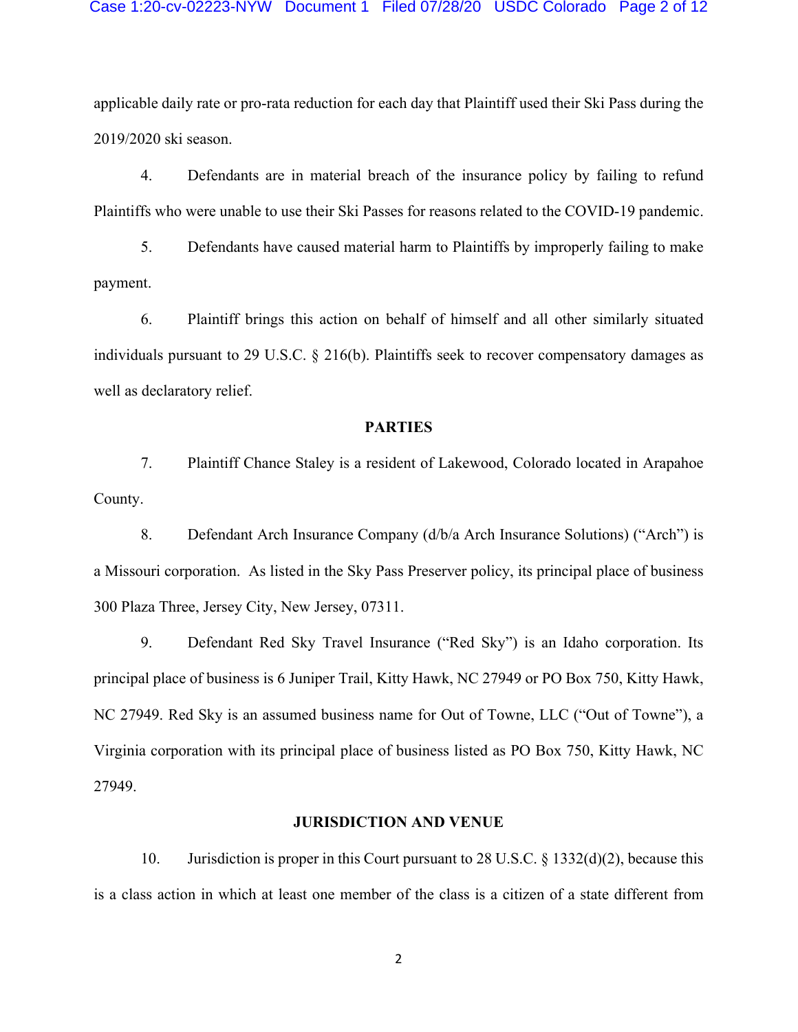applicable daily rate or pro-rata reduction for each day that Plaintiff used their Ski Pass during the 2019/2020 ski season.

4. Defendants are in material breach of the insurance policy by failing to refund Plaintiffs who were unable to use their Ski Passes for reasons related to the COVID-19 pandemic.

5. Defendants have caused material harm to Plaintiffs by improperly failing to make payment.

6. Plaintiff brings this action on behalf of himself and all other similarly situated individuals pursuant to 29 U.S.C. § 216(b). Plaintiffs seek to recover compensatory damages as well as declaratory relief.

## PARTIES

7. Plaintiff Chance Staley is a resident of Lakewood, Colorado located in Arapahoe County.

8. Defendant Arch Insurance Company (d/b/a Arch Insurance Solutions) ("Arch") is a Missouri corporation. As listed in the Sky Pass Preserver policy, its principal place of business 300 Plaza Three, Jersey City, New Jersey, 07311.

9. Defendant Red Sky Travel Insurance ("Red Sky") is an Idaho corporation. Its principal place of business is 6 Juniper Trail, Kitty Hawk, NC 27949 or PO Box 750, Kitty Hawk, NC 27949. Red Sky is an assumed business name for Out of Towne, LLC ("Out of Towne"), a Virginia corporation with its principal place of business listed as PO Box 750, Kitty Hawk, NC 27949.

## JURISDICTION AND VENUE

10. Jurisdiction is proper in this Court pursuant to 28 U.S.C. § 1332(d)(2), because this is a class action in which at least one member of the class is a citizen of a state different from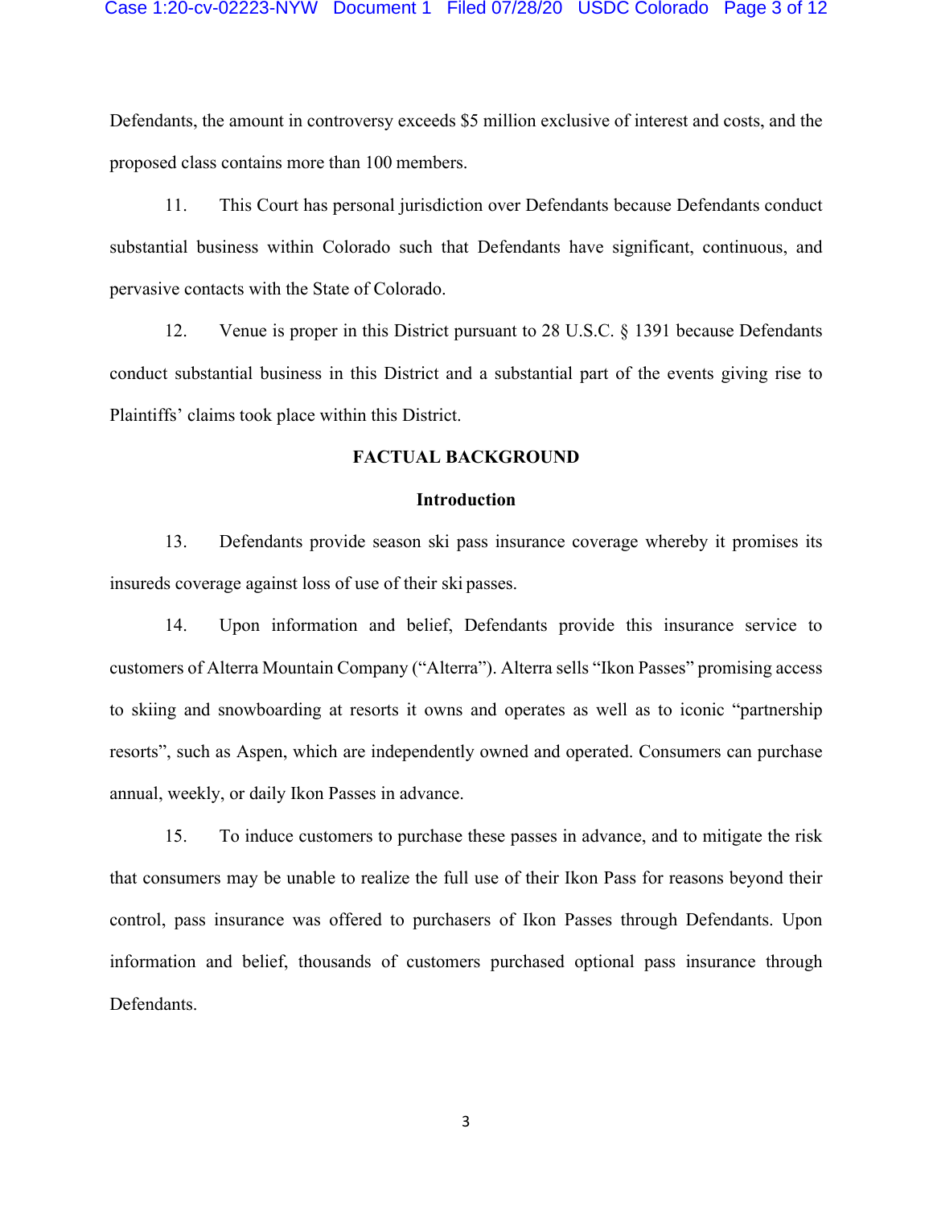Defendants, the amount in controversy exceeds $5 million exclusive of interest and costs, and the proposed class contains more than 100 members.

11. This Court has personal jurisdiction over Defendants because Defendants conduct substantial business within Colorado such that Defendants have significant, continuous, and pervasive contacts with the State of Colorado.

12. Venue is proper in this District pursuant to 28 U.S.C. § 1391 because Defendants conduct substantial business in this District and a substantial part of the events giving rise to Plaintiffs' claims took place within this District.

## FACTUAL BACKGROUND

### Introduction

13. Defendants provide season ski pass insurance coverage whereby it promises its insureds coverage against loss of use of their ski passes.

14. Upon information and belief, Defendants provide this insurance service to customers of Alterra Mountain Company ("Alterra"). Alterra sells "Ikon Passes" promising access to skiing and snowboarding at resorts it owns and operates as well as to iconic "partnership resorts", such as Aspen, which are independently owned and operated. Consumers can purchase annual, weekly, or daily Ikon Passes in advance.

15. To induce customers to purchase these passes in advance, and to mitigate the risk that consumers may be unable to realize the full use of their Ikon Pass for reasons beyond their control, pass insurance was offered to purchasers of Ikon Passes through Defendants. Upon information and belief, thousands of customers purchased optional pass insurance through Defendants.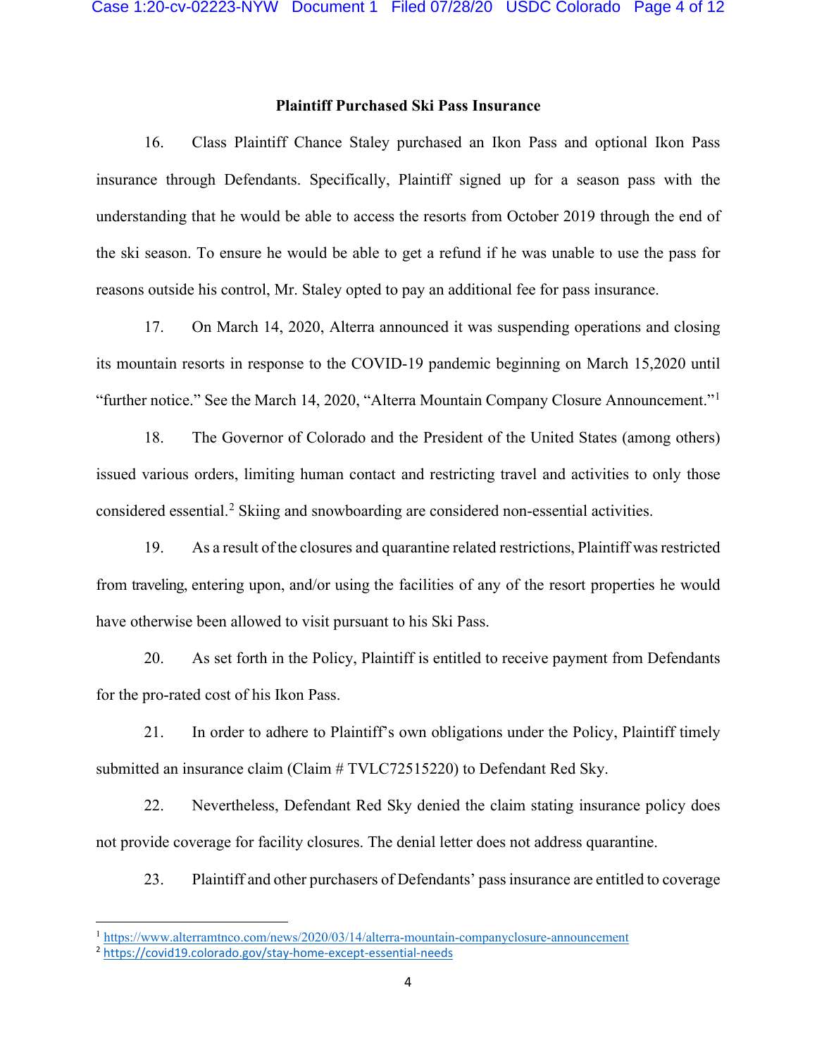**Plaintiff Purchased Ski Pass Insurance**

16. Class Plaintiff Chance Staley purchased an Ikon Pass and optional Ikon Pass insurance through Defendants. Specifically, Plaintiff signed up for a season pass with the understanding that he would be able to access the resorts from October 2019 through the end of the ski season. To ensure he would be able to get a refund if he was unable to use the pass for reasons outside his control, Mr. Staley opted to pay an additional fee for pass insurance.

17. On March 14, 2020, Alterra announced it was suspending operations and closing its mountain resorts in response to the COVID-19 pandemic beginning on March 15,2020 until "further notice." See the March 14, 2020, "Alterra Mountain Company Closure Announcement."[1]

18. The Governor of Colorado and the President of the United States (among others) issued various orders, limiting human contact and restricting travel and activities to only those considered essential.[2] Skiing and snowboarding are considered non-essential activities.

19. As a result of the closures and quarantine related restrictions, Plaintiff was restricted from traveling, entering upon, and/or using the facilities of any of the resort properties he would have otherwise been allowed to visit pursuant to his Ski Pass.

20. As set forth in the Policy, Plaintiff is entitled to receive payment from Defendants for the pro-rated cost of his Ikon Pass.

21. In order to adhere to Plaintiff's own obligations under the Policy, Plaintiff timely submitted an insurance claim (Claim # TVLC72515220) to Defendant Red Sky.

22. Nevertheless, Defendant Red Sky denied the claim stating insurance policy does not provide coverage for facility closures. The denial letter does not address quarantine.

23. Plaintiff and other purchasers of Defendants' pass insurance are entitled to coverage

---

[1] https://www.alterramtnco.com/news/2020/03/14/alterra-mountain-companyclosure-announcement

[2] https://covid19.colorado.gov/stay-home-except-essential-needs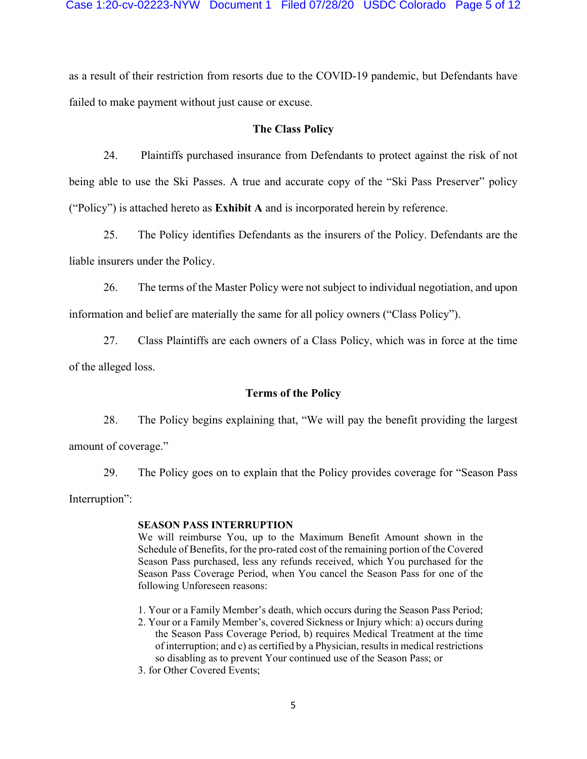as a result of their restriction from resorts due to the COVID-19 pandemic, but Defendants have failed to make payment without just cause or excuse.

### The Class Policy

24. Plaintiffs purchased insurance from Defendants to protect against the risk of not being able to use the Ski Passes. A true and accurate copy of the "Ski Pass Preserver" policy ("Policy") is attached hereto as **Exhibit A** and is incorporated herein by reference.

25. The Policy identifies Defendants as the insurers of the Policy. Defendants are the liable insurers under the Policy.

26. The terms of the Master Policy were not subject to individual negotiation, and upon information and belief are materially the same for all policy owners ("Class Policy").

27. Class Plaintiffs are each owners of a Class Policy, which was in force at the time of the alleged loss.

### Terms of the Policy

28. The Policy begins explaining that, "We will pay the benefit providing the largest amount of coverage."

29. The Policy goes on to explain that the Policy provides coverage for "Season Pass Interruption":

> **SEASON PASS INTERRUPTION**
> We will reimburse You, up to the Maximum Benefit Amount shown in the Schedule of Benefits, for the pro-rated cost of the remaining portion of the Covered Season Pass purchased, less any refunds received, which You purchased for the Season Pass Coverage Period, when You cancel the Season Pass for one of the following Unforeseen reasons:
>
> 1. Your or a Family Member's death, which occurs during the Season Pass Period;
> 2. Your or a Family Member's, covered Sickness or Injury which: a) occurs during the Season Pass Coverage Period, b) requires Medical Treatment at the time of interruption; and c) as certified by a Physician, results in medical restrictions so disabling as to prevent Your continued use of the Season Pass; or
> 3. for Other Covered Events;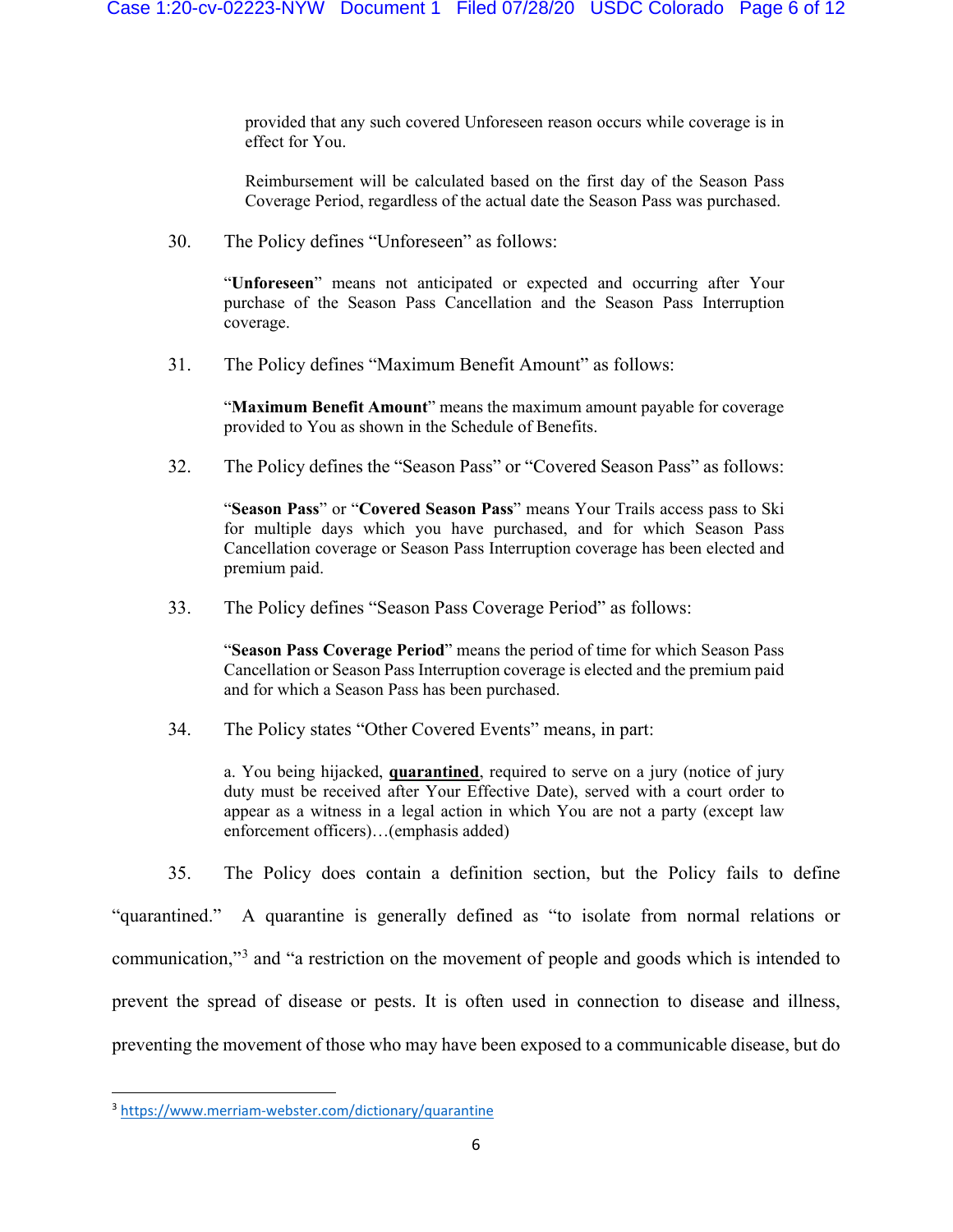provided that any such covered Unforeseen reason occurs while coverage is in effect for You.

Reimbursement will be calculated based on the first day of the Season Pass Coverage Period, regardless of the actual date the Season Pass was purchased.

30. The Policy defines "Unforeseen" as follows:

> "**Unforeseen**" means not anticipated or expected and occurring after Your purchase of the Season Pass Cancellation and the Season Pass Interruption coverage.

31. The Policy defines "Maximum Benefit Amount" as follows:

> "**Maximum Benefit Amount**" means the maximum amount payable for coverage provided to You as shown in the Schedule of Benefits.

32. The Policy defines the "Season Pass" or "Covered Season Pass" as follows:

> "**Season Pass**" or "**Covered Season Pass**" means Your Trails access pass to Ski for multiple days which you have purchased, and for which Season Pass Cancellation coverage or Season Pass Interruption coverage has been elected and premium paid.

33. The Policy defines "Season Pass Coverage Period" as follows:

> "**Season Pass Coverage Period**" means the period of time for which Season Pass Cancellation or Season Pass Interruption coverage is elected and the premium paid and for which a Season Pass has been purchased.

34. The Policy states "Other Covered Events" means, in part:

> a. You being hijacked, **quarantined**, required to serve on a jury (notice of jury duty must be received after Your Effective Date), served with a court order to appear as a witness in a legal action in which You are not a party (except law enforcement officers)…(emphasis added)

35. The Policy does contain a definition section, but the Policy fails to define "quarantined." A quarantine is generally defined as "to isolate from normal relations or communication,"[3] and "a restriction on the movement of people and goods which is intended to prevent the spread of disease or pests. It is often used in connection to disease and illness, preventing the movement of those who may have been exposed to a communicable disease, but do

---

[3] https://www.merriam-webster.com/dictionary/quarantine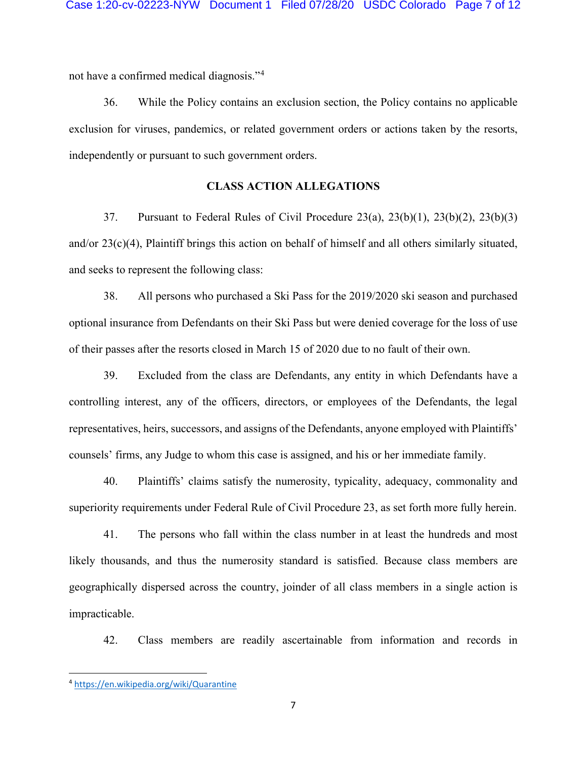not have a confirmed medical diagnosis."[4]

36. While the Policy contains an exclusion section, the Policy contains no applicable exclusion for viruses, pandemics, or related government orders or actions taken by the resorts, independently or pursuant to such government orders.

## CLASS ACTION ALLEGATIONS

37. Pursuant to Federal Rules of Civil Procedure 23(a), 23(b)(1), 23(b)(2), 23(b)(3) and/or 23(c)(4), Plaintiff brings this action on behalf of himself and all others similarly situated, and seeks to represent the following class:

38. All persons who purchased a Ski Pass for the 2019/2020 ski season and purchased optional insurance from Defendants on their Ski Pass but were denied coverage for the loss of use of their passes after the resorts closed in March 15 of 2020 due to no fault of their own.

39. Excluded from the class are Defendants, any entity in which Defendants have a controlling interest, any of the officers, directors, or employees of the Defendants, the legal representatives, heirs, successors, and assigns of the Defendants, anyone employed with Plaintiffs' counsels' firms, any Judge to whom this case is assigned, and his or her immediate family.

40. Plaintiffs' claims satisfy the numerosity, typicality, adequacy, commonality and superiority requirements under Federal Rule of Civil Procedure 23, as set forth more fully herein.

41. The persons who fall within the class number in at least the hundreds and most likely thousands, and thus the numerosity standard is satisfied. Because class members are geographically dispersed across the country, joinder of all class members in a single action is impracticable.

42. Class members are readily ascertainable from information and records in

---

[4] https://en.wikipedia.org/wiki/Quarantine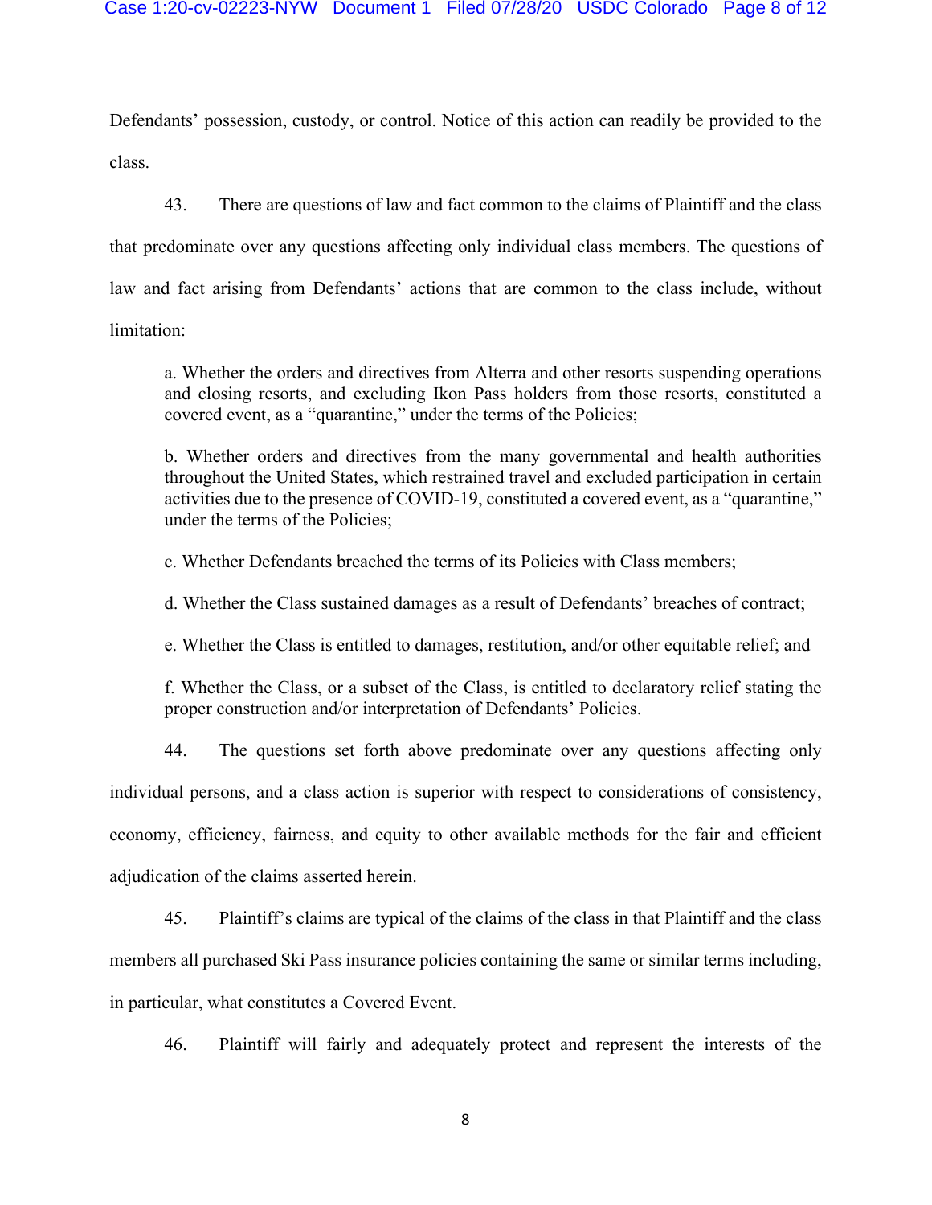Defendants' possession, custody, or control. Notice of this action can readily be provided to the class.

43. There are questions of law and fact common to the claims of Plaintiff and the class that predominate over any questions affecting only individual class members. The questions of law and fact arising from Defendants' actions that are common to the class include, without limitation:

> a. Whether the orders and directives from Alterra and other resorts suspending operations and closing resorts, and excluding Ikon Pass holders from those resorts, constituted a covered event, as a "quarantine," under the terms of the Policies;
>
> b. Whether orders and directives from the many governmental and health authorities throughout the United States, which restrained travel and excluded participation in certain activities due to the presence of COVID-19, constituted a covered event, as a "quarantine," under the terms of the Policies;
>
> c. Whether Defendants breached the terms of its Policies with Class members;
>
> d. Whether the Class sustained damages as a result of Defendants' breaches of contract;
>
> e. Whether the Class is entitled to damages, restitution, and/or other equitable relief; and
>
> f. Whether the Class, or a subset of the Class, is entitled to declaratory relief stating the proper construction and/or interpretation of Defendants' Policies.

44. The questions set forth above predominate over any questions affecting only individual persons, and a class action is superior with respect to considerations of consistency, economy, efficiency, fairness, and equity to other available methods for the fair and efficient adjudication of the claims asserted herein.

45. Plaintiff's claims are typical of the claims of the class in that Plaintiff and the class members all purchased Ski Pass insurance policies containing the same or similar terms including, in particular, what constitutes a Covered Event.

46. Plaintiff will fairly and adequately protect and represent the interests of the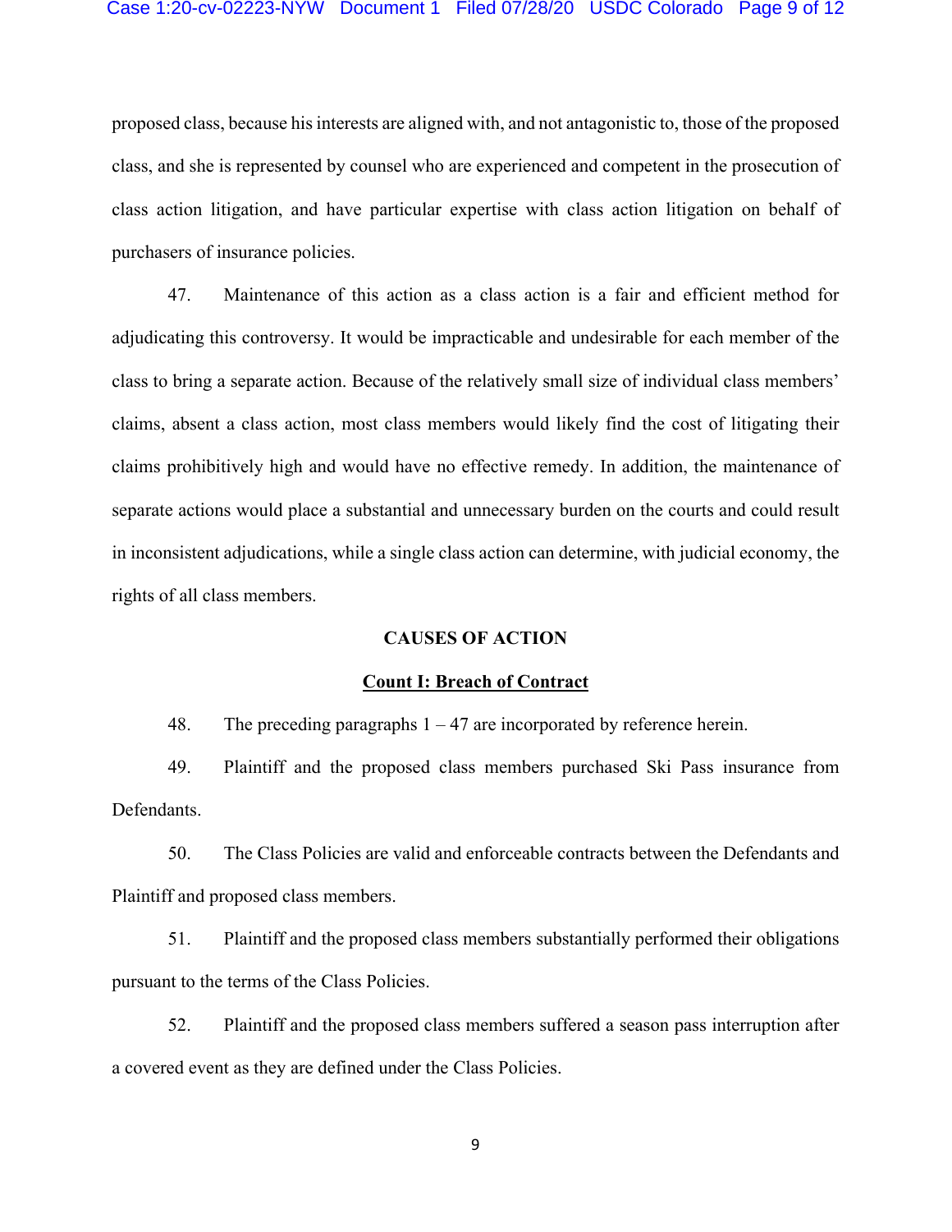proposed class, because his interests are aligned with, and not antagonistic to, those of the proposed class, and she is represented by counsel who are experienced and competent in the prosecution of class action litigation, and have particular expertise with class action litigation on behalf of purchasers of insurance policies.

47. Maintenance of this action as a class action is a fair and efficient method for adjudicating this controversy. It would be impracticable and undesirable for each member of the class to bring a separate action. Because of the relatively small size of individual class members' claims, absent a class action, most class members would likely find the cost of litigating their claims prohibitively high and would have no effective remedy. In addition, the maintenance of separate actions would place a substantial and unnecessary burden on the courts and could result in inconsistent adjudications, while a single class action can determine, with judicial economy, the rights of all class members.

## CAUSES OF ACTION

### Count I: Breach of Contract

48. The preceding paragraphs 1 – 47 are incorporated by reference herein.

49. Plaintiff and the proposed class members purchased Ski Pass insurance from Defendants.

50. The Class Policies are valid and enforceable contracts between the Defendants and Plaintiff and proposed class members.

51. Plaintiff and the proposed class members substantially performed their obligations pursuant to the terms of the Class Policies.

52. Plaintiff and the proposed class members suffered a season pass interruption after a covered event as they are defined under the Class Policies.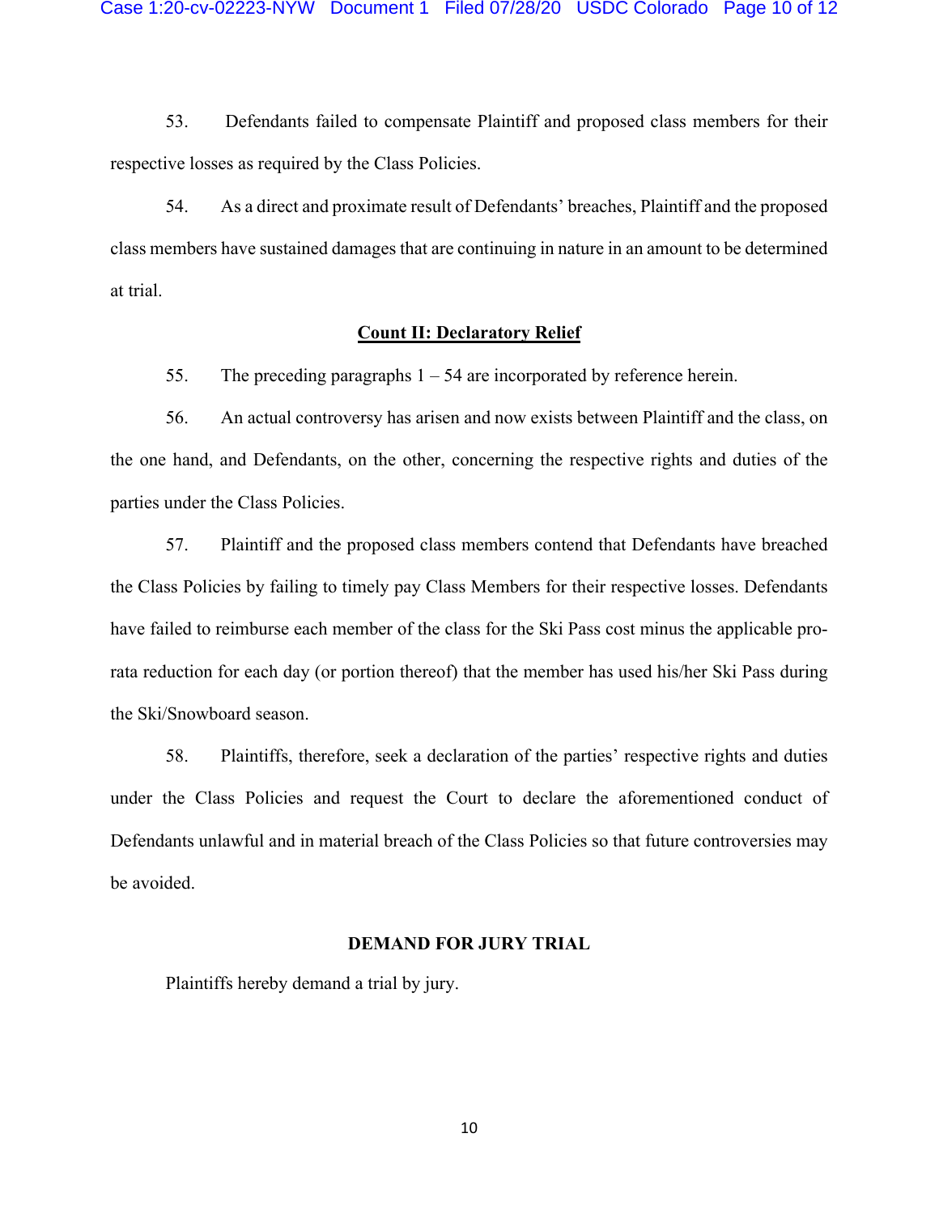53. Defendants failed to compensate Plaintiff and proposed class members for their respective losses as required by the Class Policies.

54. As a direct and proximate result of Defendants' breaches, Plaintiff and the proposed class members have sustained damages that are continuing in nature in an amount to be determined at trial.

**Count II: Declaratory Relief**

55. The preceding paragraphs 1 – 54 are incorporated by reference herein.

56. An actual controversy has arisen and now exists between Plaintiff and the class, on the one hand, and Defendants, on the other, concerning the respective rights and duties of the parties under the Class Policies.

57. Plaintiff and the proposed class members contend that Defendants have breached the Class Policies by failing to timely pay Class Members for their respective losses. Defendants have failed to reimburse each member of the class for the Ski Pass cost minus the applicable pro-rata reduction for each day (or portion thereof) that the member has used his/her Ski Pass during the Ski/Snowboard season.

58. Plaintiffs, therefore, seek a declaration of the parties' respective rights and duties under the Class Policies and request the Court to declare the aforementioned conduct of Defendants unlawful and in material breach of the Class Policies so that future controversies may be avoided.

**DEMAND FOR JURY TRIAL**

Plaintiffs hereby demand a trial by jury.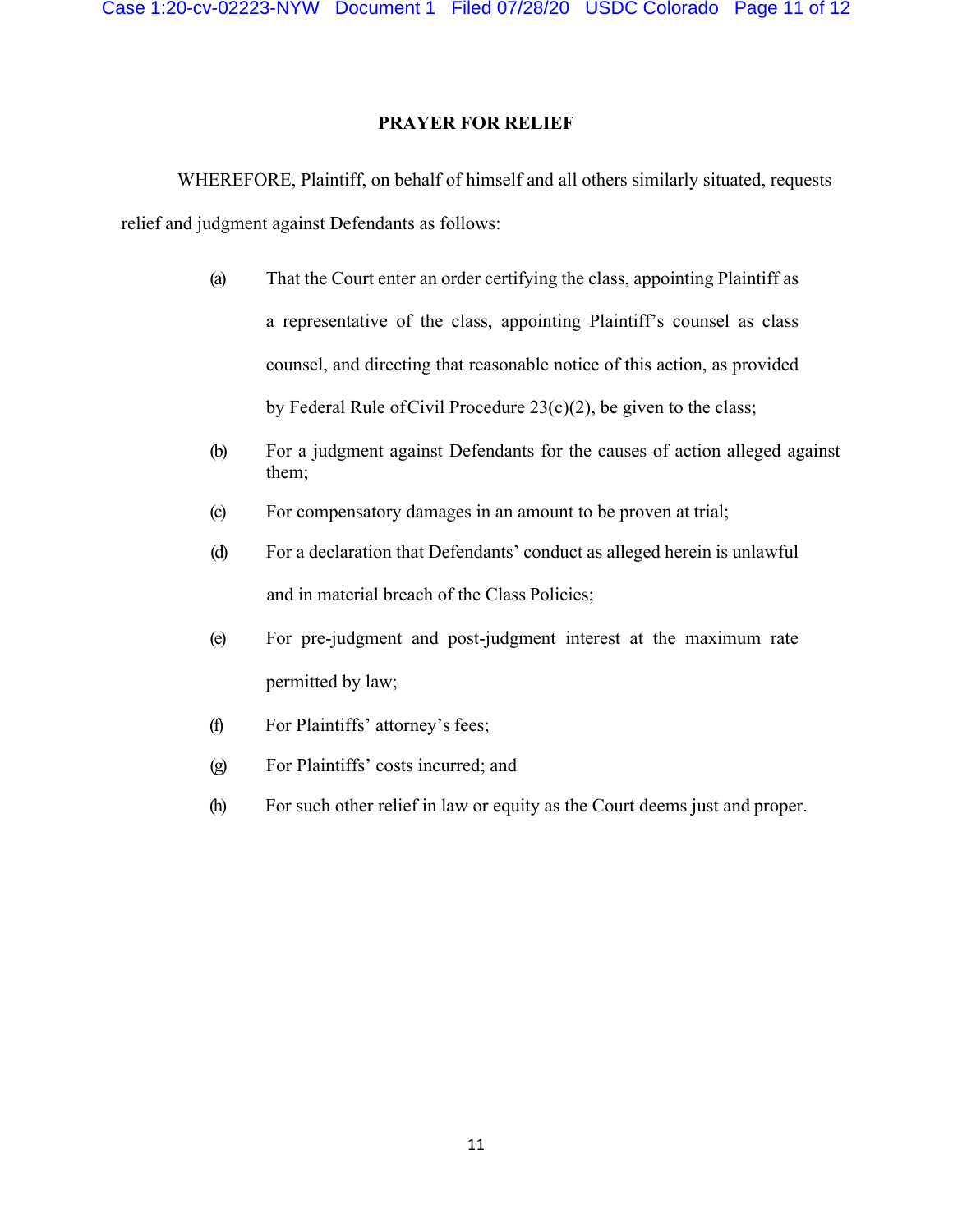## PRAYER FOR RELIEF

WHEREFORE, Plaintiff, on behalf of himself and all others similarly situated, requests relief and judgment against Defendants as follows:

(a) That the Court enter an order certifying the class, appointing Plaintiff as a representative of the class, appointing Plaintiff's counsel as class counsel, and directing that reasonable notice of this action, as provided by Federal Rule of Civil Procedure 23(c)(2), be given to the class;

(b) For a judgment against Defendants for the causes of action alleged against them;

(c) For compensatory damages in an amount to be proven at trial;

(d) For a declaration that Defendants' conduct as alleged herein is unlawful and in material breach of the Class Policies;

(e) For pre-judgment and post-judgment interest at the maximum rate permitted by law;

(f) For Plaintiffs' attorney's fees;

(g) For Plaintiffs' costs incurred; and

(h) For such other relief in law or equity as the Court deems just and proper.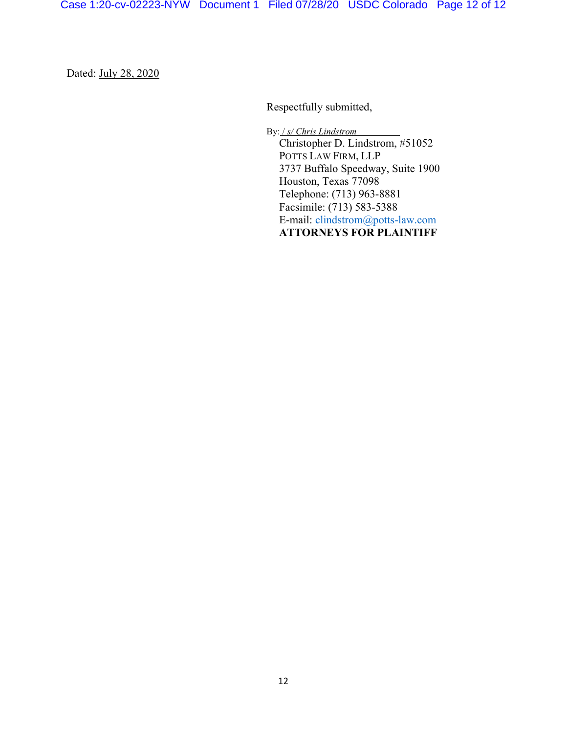Dated: July 28, 2020

Respectfully submitted,

By: */ s/ Chris Lindstrom*

Christopher D. Lindstrom, #51052
POTTS LAW FIRM, LLP
3737 Buffalo Speedway, Suite 1900
Houston, Texas 77098
Telephone: (713) 963-8881
Facsimile: (713) 583-5388
E-mail: clindstrom@potts-law.com
**ATTORNEYS FOR PLAINTIFF**